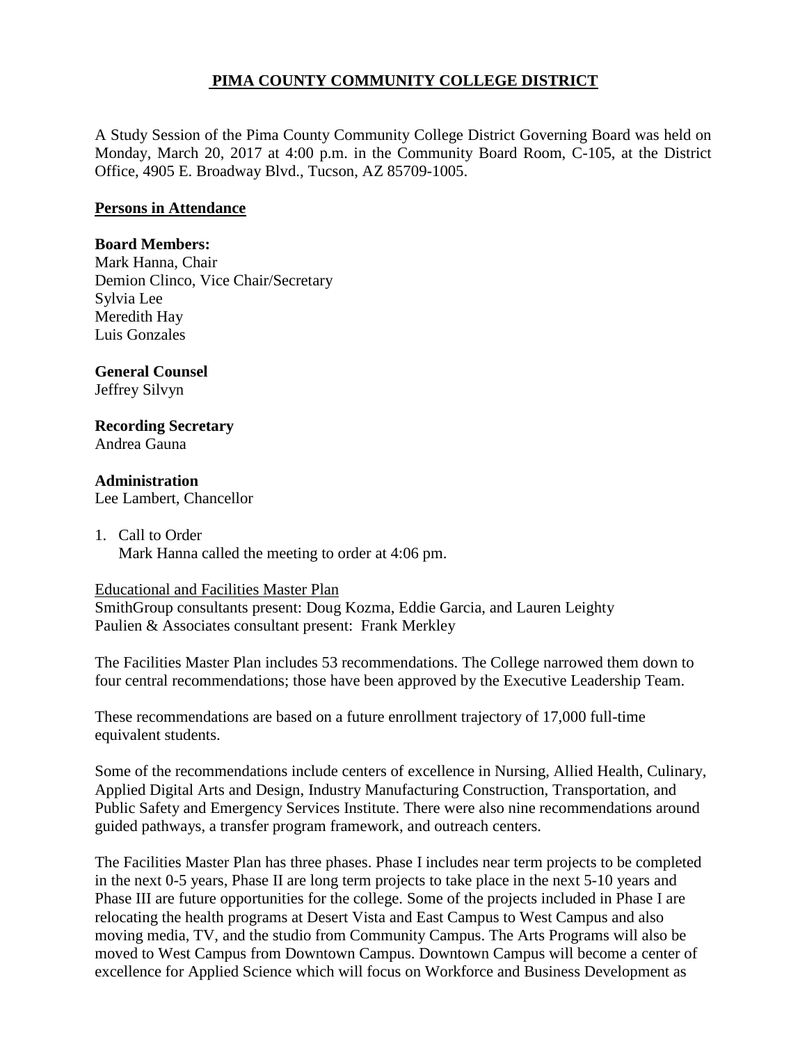# PIMA COUNTY COMMUNITY COLLEGE DISTRICT

A Study Session of the Pima County Community College District Governing Board was held on Monday, March 20, 2017 at 4:00 p.m. in the Community Board Room, C-105, at the District Office, 4905 E. Broadway Blvd., Tucson, AZ 85709-1005.

## Persons in Attendance

**Board Members:**
Mark Hanna, Chair
Demion Clinco, Vice Chair/Secretary
Sylvia Lee
Meredith Hay
Luis Gonzales

**General Counsel**
Jeffrey Silvyn

**Recording Secretary**
Andrea Gauna

**Administration**
Lee Lambert, Chancellor

1. Call to Order
   Mark Hanna called the meeting to order at 4:06 pm.

Educational and Facilities Master Plan
SmithGroup consultants present: Doug Kozma, Eddie Garcia, and Lauren Leighty
Paulien & Associates consultant present: Frank Merkley

The Facilities Master Plan includes 53 recommendations. The College narrowed them down to four central recommendations; those have been approved by the Executive Leadership Team.

These recommendations are based on a future enrollment trajectory of 17,000 full-time equivalent students.

Some of the recommendations include centers of excellence in Nursing, Allied Health, Culinary, Applied Digital Arts and Design, Industry Manufacturing Construction, Transportation, and Public Safety and Emergency Services Institute. There were also nine recommendations around guided pathways, a transfer program framework, and outreach centers.

The Facilities Master Plan has three phases. Phase I includes near term projects to be completed in the next 0-5 years, Phase II are long term projects to take place in the next 5-10 years and Phase III are future opportunities for the college. Some of the projects included in Phase I are relocating the health programs at Desert Vista and East Campus to West Campus and also moving media, TV, and the studio from Community Campus. The Arts Programs will also be moved to West Campus from Downtown Campus. Downtown Campus will become a center of excellence for Applied Science which will focus on Workforce and Business Development as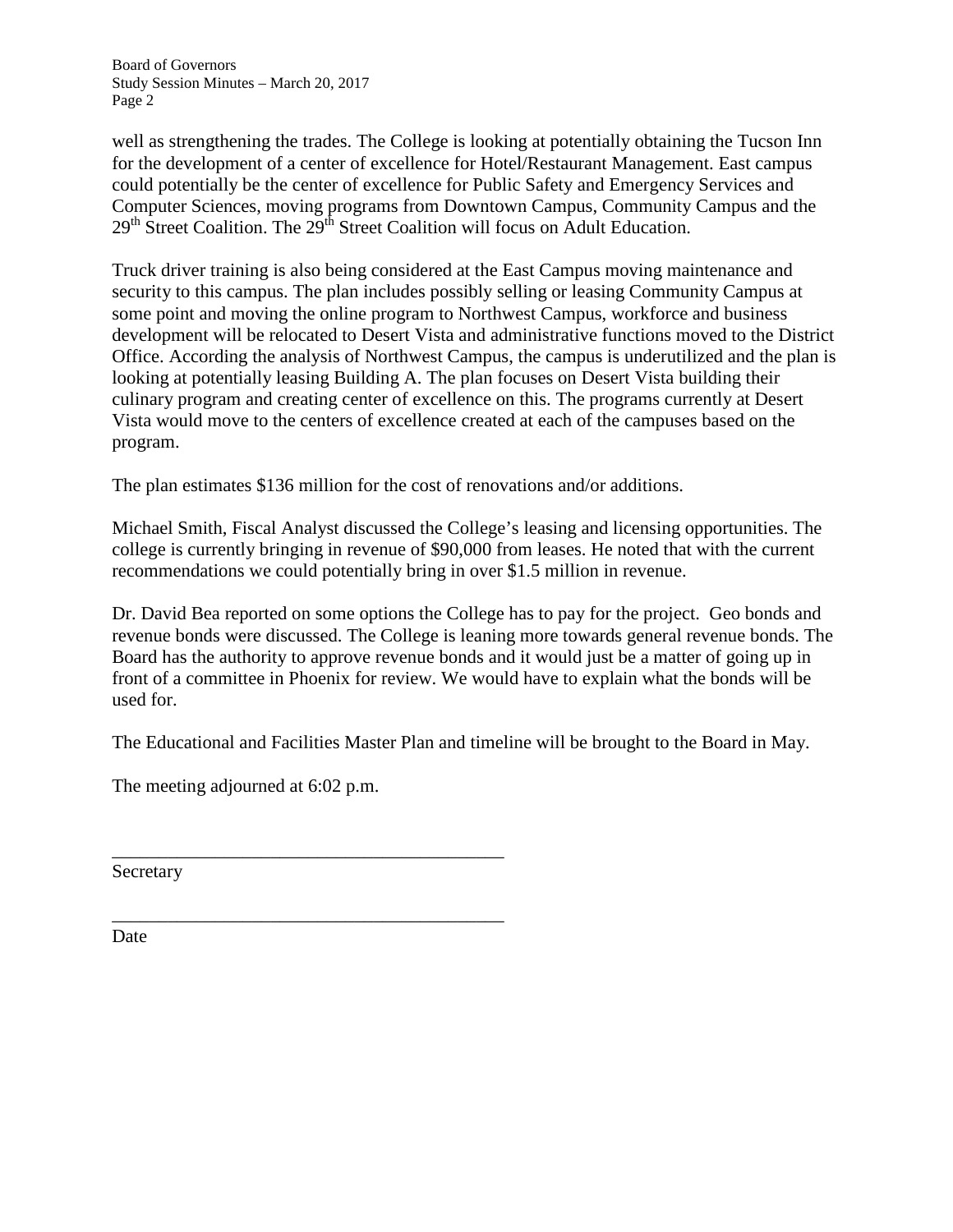well as strengthening the trades. The College is looking at potentially obtaining the Tucson Inn for the development of a center of excellence for Hotel/Restaurant Management. East campus could potentially be the center of excellence for Public Safety and Emergency Services and Computer Sciences, moving programs from Downtown Campus, Community Campus and the 29th Street Coalition. The 29th Street Coalition will focus on Adult Education.

Truck driver training is also being considered at the East Campus moving maintenance and security to this campus. The plan includes possibly selling or leasing Community Campus at some point and moving the online program to Northwest Campus, workforce and business development will be relocated to Desert Vista and administrative functions moved to the District Office. According the analysis of Northwest Campus, the campus is underutilized and the plan is looking at potentially leasing Building A. The plan focuses on Desert Vista building their culinary program and creating center of excellence on this. The programs currently at Desert Vista would move to the centers of excellence created at each of the campuses based on the program.

The plan estimates $136 million for the cost of renovations and/or additions.

Michael Smith, Fiscal Analyst discussed the College's leasing and licensing opportunities. The college is currently bringing in revenue of $90,000 from leases. He noted that with the current recommendations we could potentially bring in over $1.5 million in revenue.

Dr. David Bea reported on some options the College has to pay for the project. Geo bonds and revenue bonds were discussed. The College is leaning more towards general revenue bonds. The Board has the authority to approve revenue bonds and it would just be a matter of going up in front of a committee in Phoenix for review. We would have to explain what the bonds will be used for.

The Educational and Facilities Master Plan and timeline will be brought to the Board in May.

The meeting adjourned at 6:02 p.m.

\_\_\_\_\_\_\_\_\_\_\_\_\_\_\_\_\_\_\_\_\_\_\_\_\_\_\_\_\_\_\_\_\_\_\_\_\_\_\_\_\_\_

Secretary

\_\_\_\_\_\_\_\_\_\_\_\_\_\_\_\_\_\_\_\_\_\_\_\_\_\_\_\_\_\_\_\_\_\_\_\_\_\_\_\_\_\_

Date